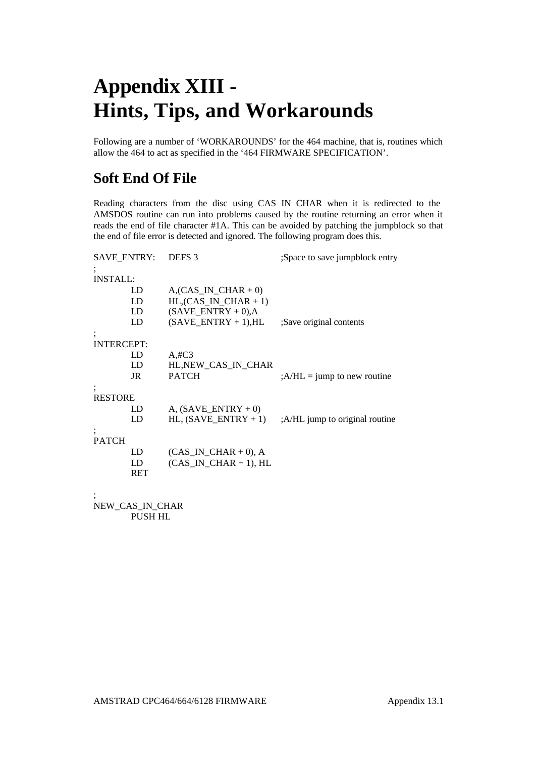# Appendix XIII - Hints, Tips, and Workarounds

Following are a number of 'WORKAROUNDS' for the 464 machine, that is, routines which allow the 464 to act as specified in the '464 FIRMWARE SPECIFICATION'.

## Soft End Of File

Reading characters from the disc using CAS IN CHAR when it is redirected to the AMSDOS routine can run into problems caused by the routine returning an error when it reads the end of file character #1A. This can be avoided by patching the jumpblock so that the end of file error is detected and ignored. The following program does this.

```
SAVE_ENTRY:   DEFS 3                      ;Space to save jumpblock entry
;
INSTALL:
        LD    A,(CAS_IN_CHAR + 0)
        LD    HL,(CAS_IN_CHAR + 1)
        LD    (SAVE_ENTRY + 0),A
        LD    (SAVE_ENTRY + 1),HL         ;Save original contents
;
INTERCEPT:
        LD    A,#C3
        LD    HL,NEW_CAS_IN_CHAR
        JR    PATCH                       ;A/HL = jump to new routine
;
RESTORE
        LD    A, (SAVE_ENTRY + 0)
        LD    HL, (SAVE_ENTRY + 1)        ;A/HL jump to original routine
;
PATCH
        LD    (CAS_IN_CHAR + 0), A
        LD    (CAS_IN_CHAR + 1), HL
        RET

;
NEW_CAS_IN_CHAR
        PUSH HL
```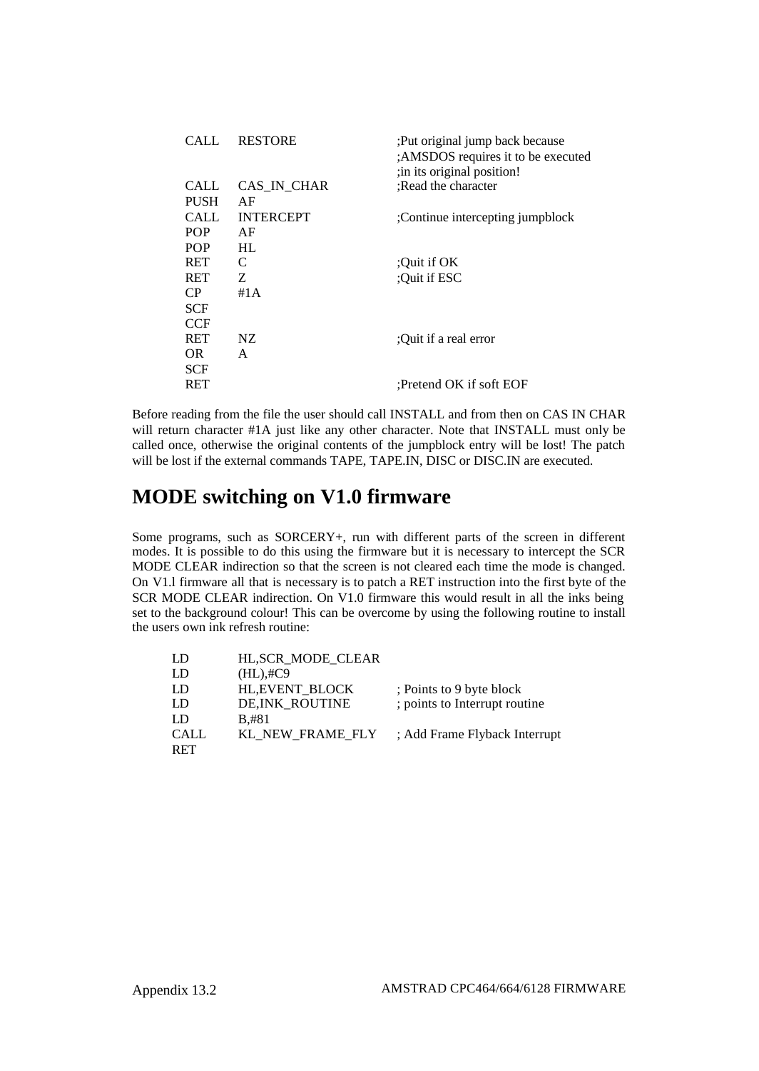```
CALL    RESTORE             ;Put original jump back because
                            ;AMSDOS requires it to be executed
                            ;in its original position!
CALL    CAS_IN_CHAR         ;Read the character
PUSH    AF
CALL    INTERCEPT           ;Continue intercepting jumpblock
POP     AF
POP     HL
RET     C                   ;Quit if OK
RET     Z                   ;Quit if ESC
CP      #1A
SCF
CCF
RET     NZ                  ;Quit if a real error
OR      A
SCF
RET                         ;Pretend OK if soft EOF
```

Before reading from the file the user should call INSTALL and from then on CAS IN CHAR will return character #1A just like any other character. Note that INSTALL must only be called once, otherwise the original contents of the jumpblock entry will be lost! The patch will be lost if the external commands TAPE, TAPE.IN, DISC or DISC.IN are executed.

## MODE switching on V1.0 firmware

Some programs, such as SORCERY+, run with different parts of the screen in different modes. It is possible to do this using the firmware but it is necessary to intercept the SCR MODE CLEAR indirection so that the screen is not cleared each time the mode is changed. On V1.l firmware all that is necessary is to patch a RET instruction into the first byte of the SCR MODE CLEAR indirection. On V1.0 firmware this would result in all the inks being set to the background colour! This can be overcome by using the following routine to install the users own ink refresh routine:

```
LD      HL,SCR_MODE_CLEAR
LD      (HL),#C9
LD      HL,EVENT_BLOCK      ; Points to 9 byte block
LD      DE,INK_ROUTINE      ; points to Interrupt routine
LD      B,#81
CALL    KL_NEW_FRAME_FLY    ; Add Frame Flyback Interrupt
RET
```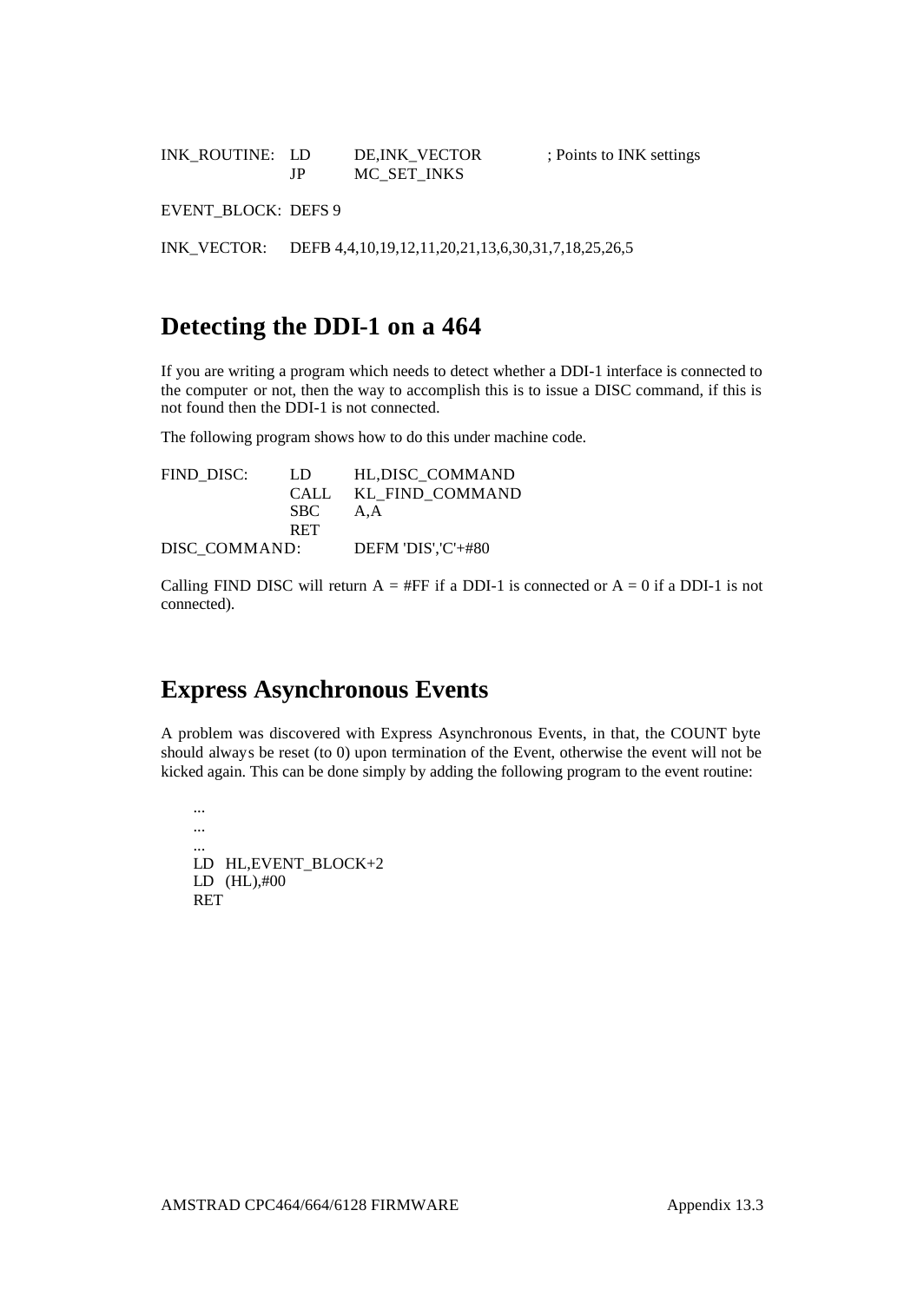```
INK_ROUTINE:  LD    DE,INK_VECTOR      ; Points to INK settings
              JP    MC_SET_INKS

EVENT_BLOCK:  DEFS 9

INK_VECTOR:   DEFB 4,4,10,19,12,11,20,21,13,6,30,31,7,18,25,26,5
```

## Detecting the DDI-1 on a 464

If you are writing a program which needs to detect whether a DDI-1 interface is connected to the computer or not, then the way to accomplish this is to issue a DISC command, if this is not found then the DDI-1 is not connected.

The following program shows how to do this under machine code.

```
FIND_DISC:    LD    HL,DISC_COMMAND
              CALL  KL_FIND_COMMAND
              SBC   A,A
              RET
DISC_COMMAND:       DEFM 'DIS','C'+#80
```

Calling FIND DISC will return A = #FF if a DDI-1 is connected or A = 0 if a DDI-1 is not connected).

## Express Asynchronous Events

A problem was discovered with Express Asynchronous Events, in that, the COUNT byte should always be reset (to 0) upon termination of the Event, otherwise the event will not be kicked again. This can be done simply by adding the following program to the event routine:

```
...
...
...
LD   HL,EVENT_BLOCK+2
LD   (HL),#00
RET
```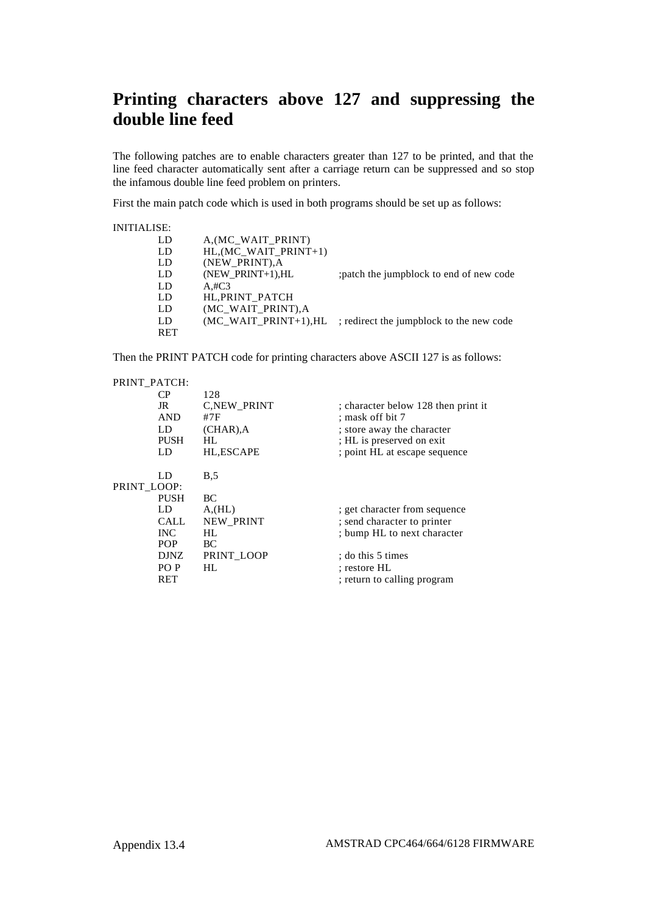# Printing characters above 127 and suppressing the double line feed

The following patches are to enable characters greater than 127 to be printed, and that the line feed character automatically sent after a carriage return can be suppressed and so stop the infamous double line feed problem on printers.

First the main patch code which is used in both programs should be set up as follows:

```
INITIALISE:
        LD      A,(MC_WAIT_PRINT)
        LD      HL,(MC_WAIT_PRINT+1)
        LD      (NEW_PRINT),A
        LD      (NEW_PRINT+1),HL        ;patch the jumpblock to end of new code
        LD      A,#C3
        LD      HL,PRINT_PATCH
        LD      (MC_WAIT_PRINT),A
        LD      (MC_WAIT_PRINT+1),HL    ; redirect the jumpblock to the new code
        RET
```

Then the PRINT PATCH code for printing characters above ASCII 127 is as follows:

```
PRINT_PATCH:
        CP      128
        JR      C,NEW_PRINT             ; character below 128 then print it
        AND     #7F                     ; mask off bit 7
        LD      (CHAR),A                ; store away the character
        PUSH    HL                      ; HL is preserved on exit
        LD      HL,ESCAPE               ; point HL at escape sequence

        LD      B,5
PRINT_LOOP:
        PUSH    BC
        LD      A,(HL)                  ; get character from sequence
        CALL    NEW_PRINT               ; send character to printer
        INC     HL                      ; bump HL to next character
        POP     BC
        DJNZ    PRINT_LOOP              ; do this 5 times
        PO P    HL                      ; restore HL
        RET                             ; return to calling program
```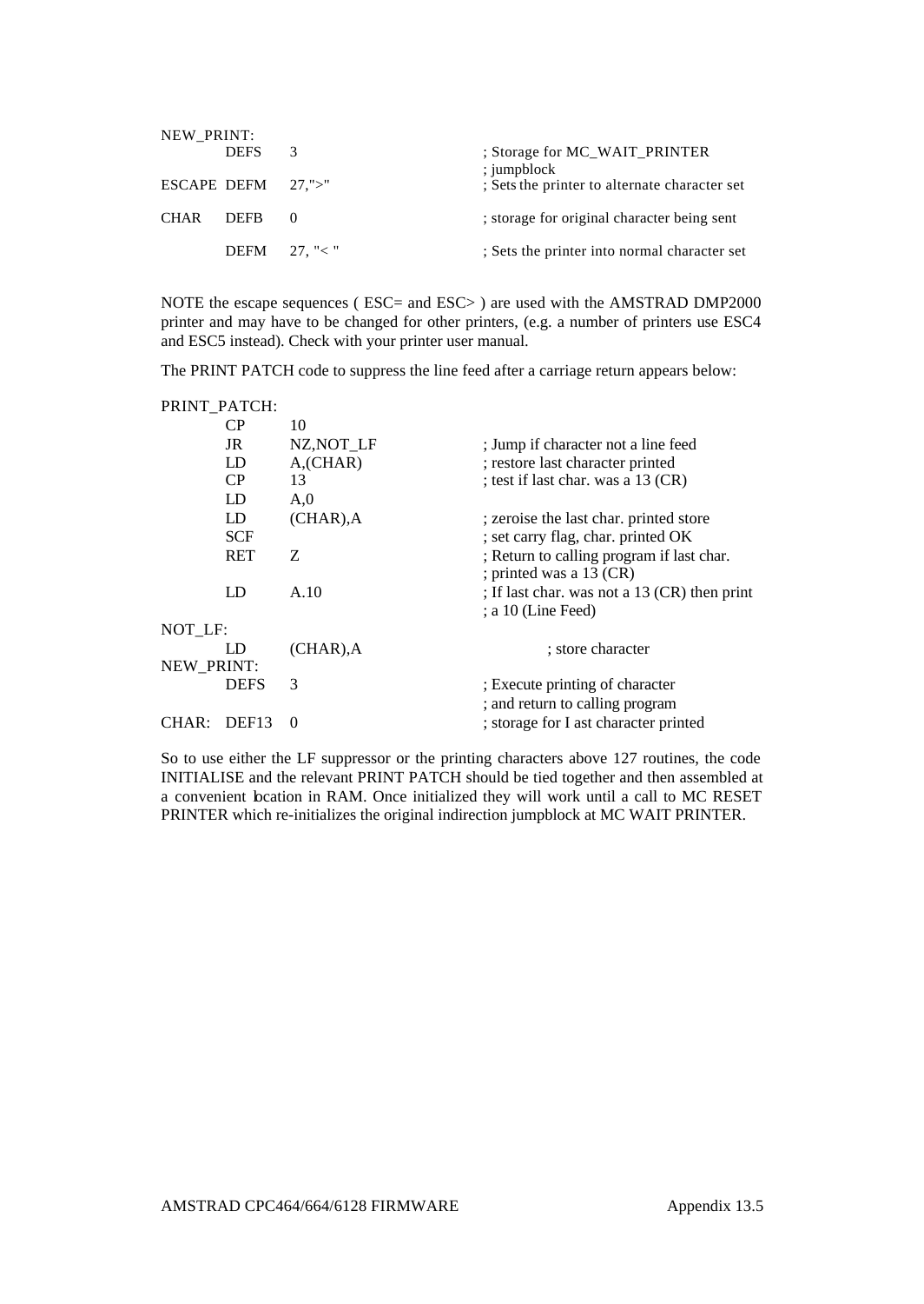```
NEW_PRINT:
        DEFS    3                   ; Storage for MC_WAIT_PRINTER
                                    ; jumpblock
ESCAPE  DEFM    27,">"              ; Sets the printer to alternate character set

CHAR    DEFB    0                   ; storage for original character being sent

        DEFM    27, "< "            ; Sets the printer into normal character set
```

NOTE the escape sequences ( ESC= and ESC> ) are used with the AMSTRAD DMP2000 printer and may have to be changed for other printers, (e.g. a number of printers use ESC4 and ESC5 instead). Check with your printer user manual.

The PRINT PATCH code to suppress the line feed after a carriage return appears below:

```
PRINT_PATCH:
        CP      10
        JR      NZ,NOT_LF           ; Jump if character not a line feed
        LD      A,(CHAR)            ; restore last character printed
        CP      13                  ; test if last char. was a 13 (CR)
        LD      A,0
        LD      (CHAR),A            ; zeroise the last char. printed store
        SCF                         ; set carry flag, char. printed OK
        RET     Z                   ; Return to calling program if last char.
                                    ; printed was a 13 (CR)
        LD      A.10                ; If last char. was not a 13 (CR) then print
                                    ; a 10 (Line Feed)
NOT_LF:
        LD      (CHAR),A                ; store character
NEW_PRINT:
        DEFS    3                   ; Execute printing of character
                                    ; and return to calling program
CHAR:   DEF13   0                   ; storage for I ast character printed
```

So to use either the LF suppressor or the printing characters above 127 routines, the code INITIALISE and the relevant PRINT PATCH should be tied together and then assembled at a convenient location in RAM. Once initialized they will work until a call to MC RESET PRINTER which re-initializes the original indirection jumpblock at MC WAIT PRINTER.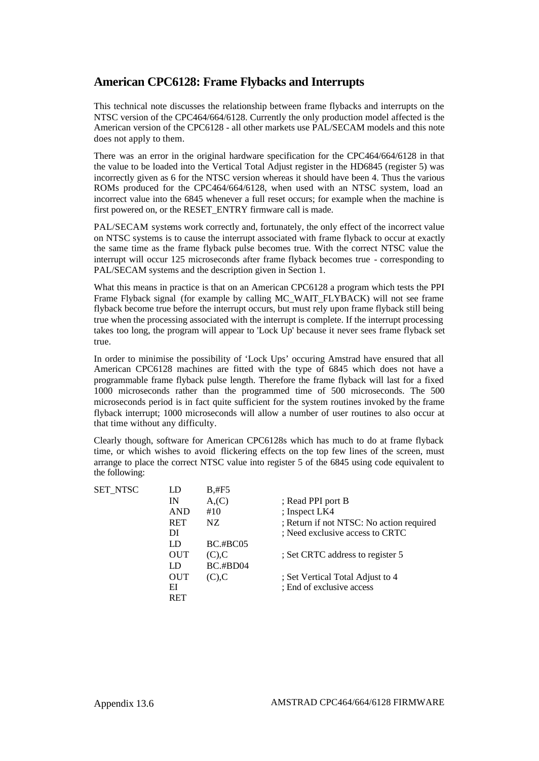## American CPC6128: Frame Flybacks and Interrupts

This technical note discusses the relationship between frame flybacks and interrupts on the NTSC version of the CPC464/664/6128. Currently the only production model affected is the American version of the CPC6128 - all other markets use PAL/SECAM models and this note does not apply to them.

There was an error in the original hardware specification for the CPC464/664/6128 in that the value to be loaded into the Vertical Total Adjust register in the HD6845 (register 5) was incorrectly given as 6 for the NTSC version whereas it should have been 4. Thus the various ROMs produced for the CPC464/664/6128, when used with an NTSC system, load an incorrect value into the 6845 whenever a full reset occurs; for example when the machine is first powered on, or the RESET_ENTRY firmware call is made.

PAL/SECAM systems work correctly and, fortunately, the only effect of the incorrect value on NTSC systems is to cause the interrupt associated with frame flyback to occur at exactly the same time as the frame flyback pulse becomes true. With the correct NTSC value the interrupt will occur 125 microseconds after frame flyback becomes true - corresponding to PAL/SECAM systems and the description given in Section 1.

What this means in practice is that on an American CPC6128 a program which tests the PPI Frame Flyback signal (for example by calling MC_WAIT_FLYBACK) will not see frame flyback become true before the interrupt occurs, but must rely upon frame flyback still being true when the processing associated with the interrupt is complete. If the interrupt processing takes too long, the program will appear to 'Lock Up' because it never sees frame flyback set true.

In order to minimise the possibility of 'Lock Ups' occuring Amstrad have ensured that all American CPC6128 machines are fitted with the type of 6845 which does not have a programmable frame flyback pulse length. Therefore the frame flyback will last for a fixed 1000 microseconds rather than the programmed time of 500 microseconds. The 500 microseconds period is in fact quite sufficient for the system routines invoked by the frame flyback interrupt; 1000 microseconds will allow a number of user routines to also occur at that time without any difficulty.

Clearly though, software for American CPC6128s which has much to do at frame flyback time, or which wishes to avoid flickering effects on the top few lines of the screen, must arrange to place the correct NTSC value into register 5 of the 6845 using code equivalent to the following:

```
SET_NTSC    LD      B,#F5
            IN      A,(C)           ; Read PPI port B
            AND     #10             ; Inspect LK4
            RET     NZ              ; Return if not NTSC: No action required
            DI                      ; Need exclusive access to CRTC
            LD      BC.#BC05
            OUT     (C),C           ; Set CRTC address to register 5
            LD      BC.#BD04
            OUT     (C),C           ; Set Vertical Total Adjust to 4
            EI                      ; End of exclusive access
            RET
```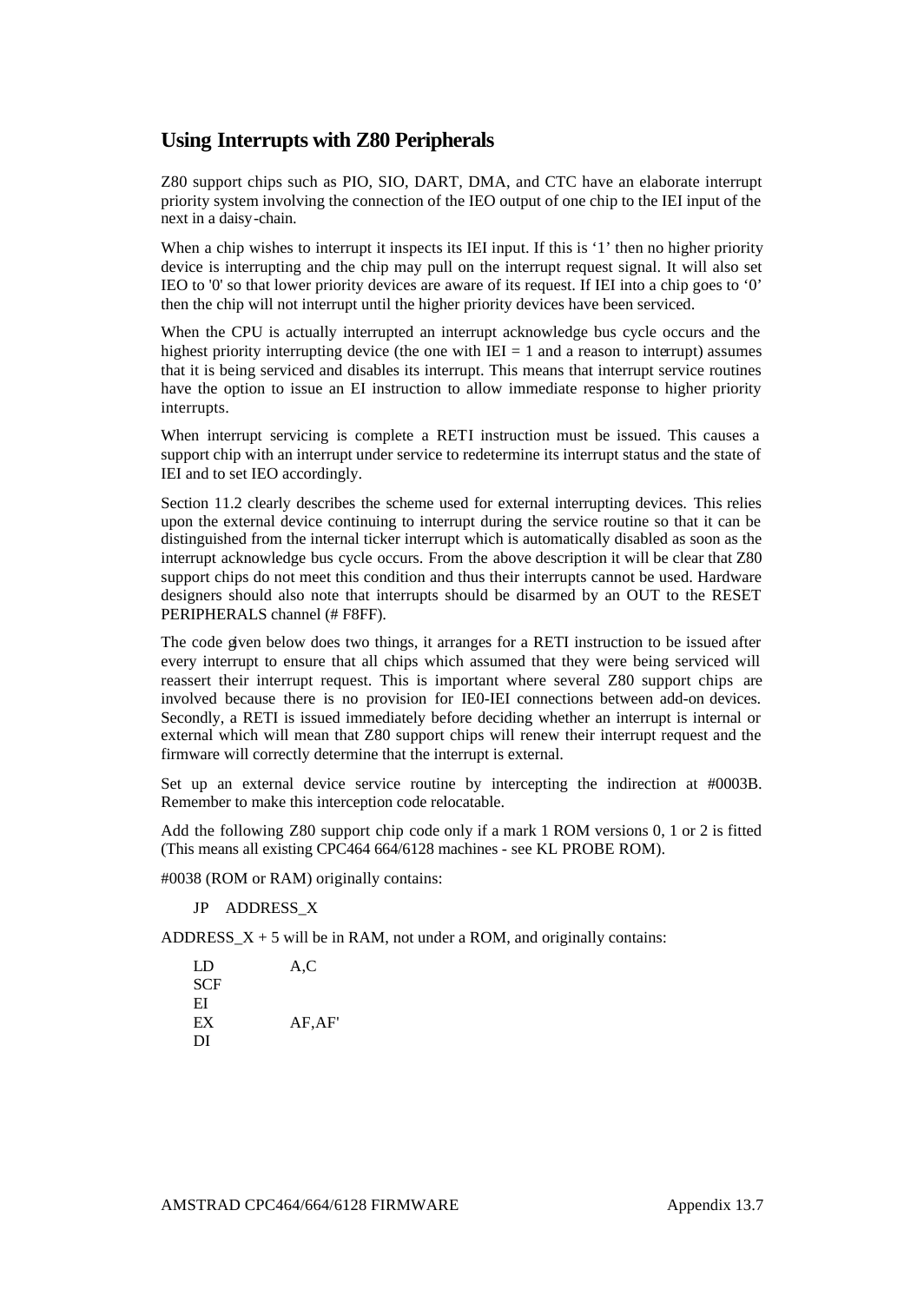## Using Interrupts with Z80 Peripherals

Z80 support chips such as PIO, SIO, DART, DMA, and CTC have an elaborate interrupt priority system involving the connection of the IEO output of one chip to the IEI input of the next in a daisy-chain.

When a chip wishes to interrupt it inspects its IEI input. If this is '1' then no higher priority device is interrupting and the chip may pull on the interrupt request signal. It will also set IEO to '0' so that lower priority devices are aware of its request. If IEI into a chip goes to '0' then the chip will not interrupt until the higher priority devices have been serviced.

When the CPU is actually interrupted an interrupt acknowledge bus cycle occurs and the highest priority interrupting device (the one with IEI = 1 and a reason to interrupt) assumes that it is being serviced and disables its interrupt. This means that interrupt service routines have the option to issue an EI instruction to allow immediate response to higher priority interrupts.

When interrupt servicing is complete a RETI instruction must be issued. This causes a support chip with an interrupt under service to redetermine its interrupt status and the state of IEI and to set IEO accordingly.

Section 11.2 clearly describes the scheme used for external interrupting devices. This relies upon the external device continuing to interrupt during the service routine so that it can be distinguished from the internal ticker interrupt which is automatically disabled as soon as the interrupt acknowledge bus cycle occurs. From the above description it will be clear that Z80 support chips do not meet this condition and thus their interrupts cannot be used. Hardware designers should also note that interrupts should be disarmed by an OUT to the RESET PERIPHERALS channel (# F8FF).

The code given below does two things, it arranges for a RETI instruction to be issued after every interrupt to ensure that all chips which assumed that they were being serviced will reassert their interrupt request. This is important where several Z80 support chips are involved because there is no provision for IE0-IEI connections between add-on devices. Secondly, a RETI is issued immediately before deciding whether an interrupt is internal or external which will mean that Z80 support chips will renew their interrupt request and the firmware will correctly determine that the interrupt is external.

Set up an external device service routine by intercepting the indirection at #0003B. Remember to make this interception code relocatable.

Add the following Z80 support chip code only if a mark 1 ROM versions 0, 1 or 2 is fitted (This means all existing CPC464 664/6128 machines - see KL PROBE ROM).

#0038 (ROM or RAM) originally contains:

```
JP    ADDRESS_X
```

ADDRESS_X + 5 will be in RAM, not under a ROM, and originally contains:

```
LD          A,C
SCF
EI
EX          AF,AF'
DI
```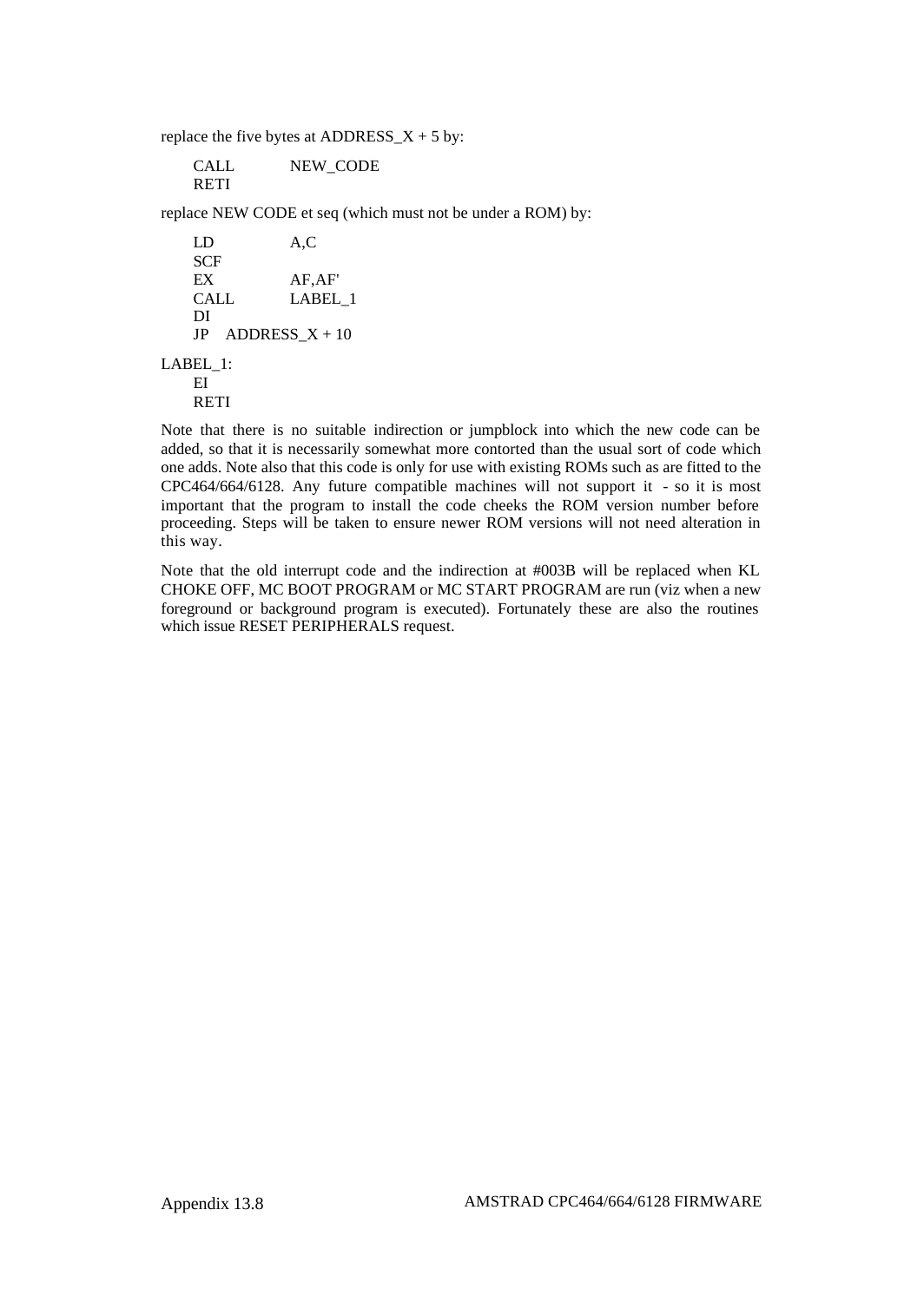replace the five bytes at ADDRESS_X + 5 by:

```
CALL    NEW_CODE
RETI
```

replace NEW CODE et seq (which must not be under a ROM) by:

```
LD      A,C
SCF
EX      AF,AF'
CALL    LABEL_1
DI
JP   ADDRESS_X + 10

LABEL_1:
EI
RETI
```

Note that there is no suitable indirection or jumpblock into which the new code can be added, so that it is necessarily somewhat more contorted than the usual sort of code which one adds. Note also that this code is only for use with existing ROMs such as are fitted to the CPC464/664/6128. Any future compatible machines will not support it - so it is most important that the program to install the code cheeks the ROM version number before proceeding. Steps will be taken to ensure newer ROM versions will not need alteration in this way.

Note that the old interrupt code and the indirection at #003B will be replaced when KL CHOKE OFF, MC BOOT PROGRAM or MC START PROGRAM are run (viz when a new foreground or background program is executed). Fortunately these are also the routines which issue RESET PERIPHERALS request.